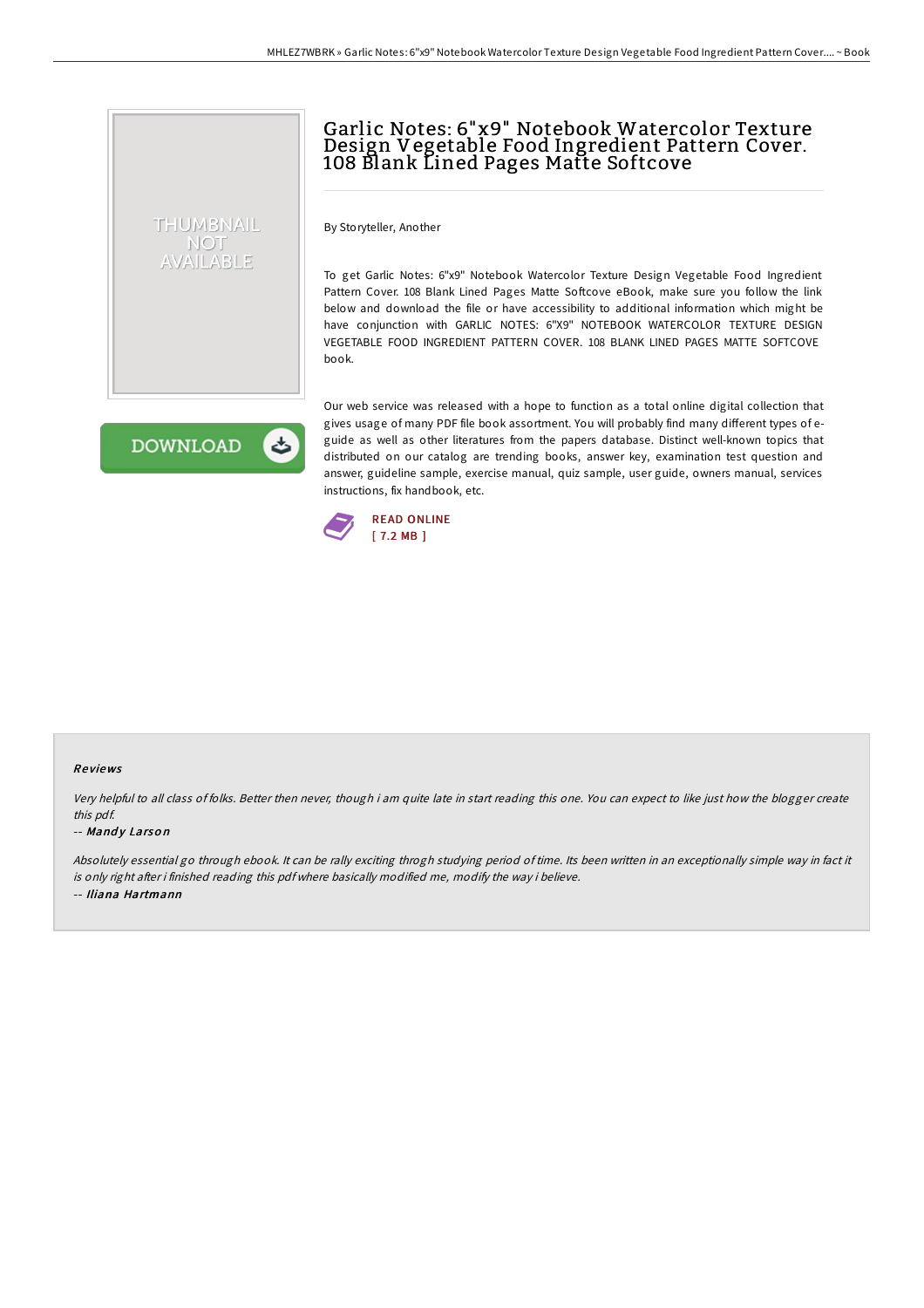# Garlic Notes: 6"x9" Notebook Watercolor Texture Design Vegetable Food Ingredient Pattern Cover. 108 Blank Lined Pages Matte Softcove

By Storyteller, Another

To get Garlic Notes: 6"x9" Notebook Watercolor Texture Design Vegetable Food Ingredient Pattern Cover. 108 Blank Lined Pages Matte Softcove eBook, make sure you follow the link below and download the file or have accessibility to additional information which might be have conjunction with GARLIC NOTES: 6"X9" NOTEBOOK WATERCOLOR TEXTURE DESIGN VEGETABLE FOOD INGREDIENT PATTERN COVER. 108 BLANK LINED PAGES MATTE SOFTCOVE book.

Our web service was released with a hope to function as a total online digital collection that gives usage of many PDF file book assortment. You will probably find many different types of e-guide as well as other literatures from the papers database. Distinct well-known topics that distributed on our catalog are trending books, answer key, examination test question and answer, guideline sample, exercise manual, quiz sample, user guide, owners manual, services instructions, fix handbook, etc.

READ ONLINE
[ 7.2 MB ]

### Reviews

*Very helpful to all class of folks. Better then never, though i am quite late in start reading this one. You can expect to like just how the blogger create this pdf.*

-- ***Mandy Larson***

*Absolutely essential go through ebook. It can be rally exciting throgh studying period of time. Its been written in an exceptionally simple way in fact it is only right after i finished reading this pdf where basically modified me, modify the way i believe.*

-- ***Iliana Hartmann***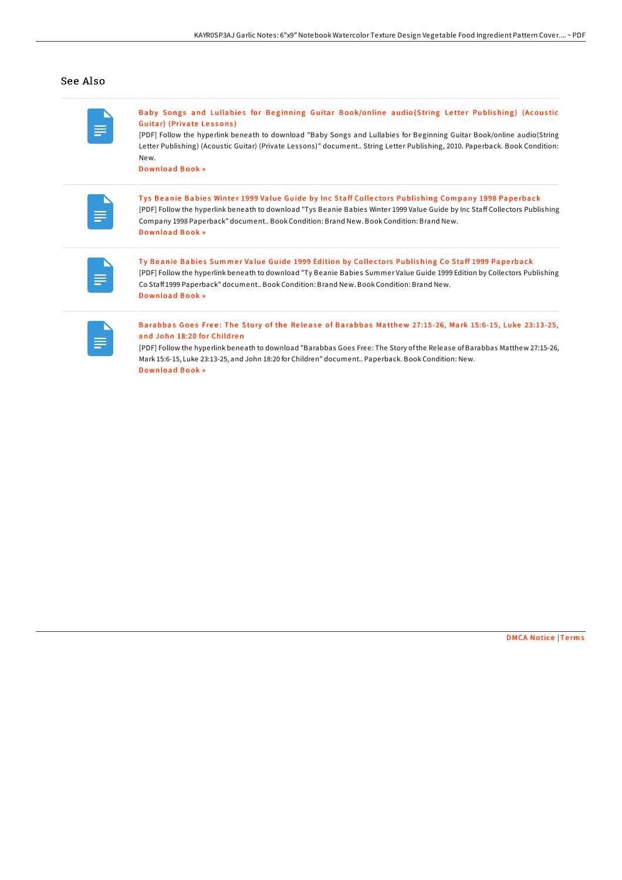## See Also

**Baby Songs and Lullabies for Beginning Guitar Book/online audio(String Letter Publishing) (Acoustic Guitar) (Private Lessons)**

[PDF] Follow the hyperlink beneath to download "Baby Songs and Lullabies for Beginning Guitar Book/online audio(String Letter Publishing) (Acoustic Guitar) (Private Lessons)" document.. String Letter Publishing, 2010. Paperback. Book Condition: New.

Download Book »

**Tys Beanie Babies Winter 1999 Value Guide by Inc Staff Collectors Publishing Company 1998 Paperback**

[PDF] Follow the hyperlink beneath to download "Tys Beanie Babies Winter 1999 Value Guide by Inc Staff Collectors Publishing Company 1998 Paperback" document.. Book Condition: Brand New. Book Condition: Brand New.

Download Book »

**Ty Beanie Babies Summer Value Guide 1999 Edition by Collectors Publishing Co Staff 1999 Paperback**

[PDF] Follow the hyperlink beneath to download "Ty Beanie Babies Summer Value Guide 1999 Edition by Collectors Publishing Co Staff 1999 Paperback" document.. Book Condition: Brand New. Book Condition: Brand New.

Download Book »

**Barabbas Goes Free: The Story of the Release of Barabbas Matthew 27:15-26, Mark 15:6-15, Luke 23:13-25, and John 18:20 for Children**

[PDF] Follow the hyperlink beneath to download "Barabbas Goes Free: The Story of the Release of Barabbas Matthew 27:15-26, Mark 15:6-15, Luke 23:13-25, and John 18:20 for Children" document.. Paperback. Book Condition: New.

Download Book »

DMCA Notice | Terms